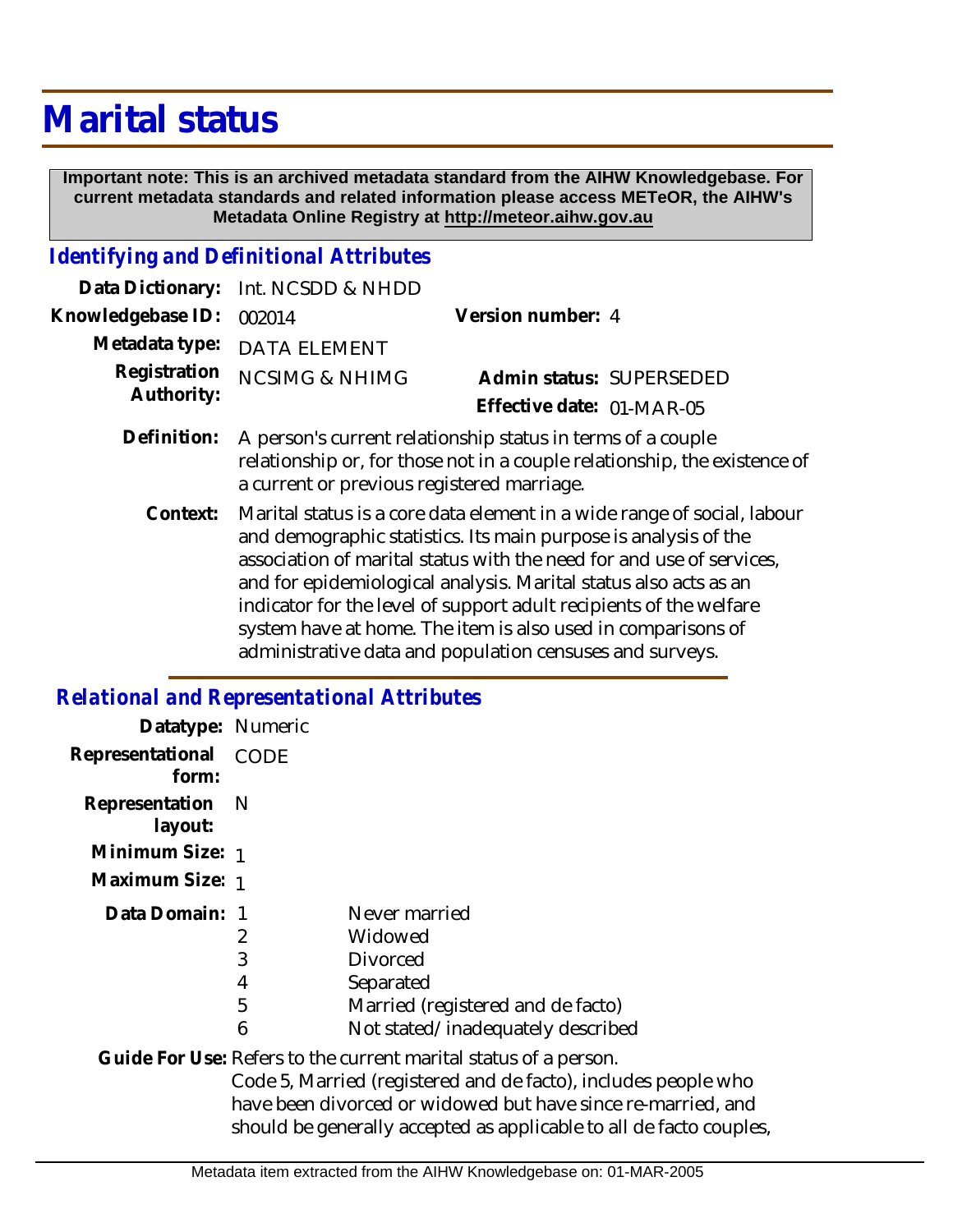# Marital status

**Important note: This is an archived metadata standard from the AIHW Knowledgebase. For current metadata standards and related information please access METeOR, the AIHW's Metadata Online Registry at http://meteor.aihw.gov.au**

## *Identifying and Definitional Attributes*

**Data Dictionary:** Int. NCSDD & NHDD

**Knowledgebase ID:** 002014 **Version number:** 4

**Metadata type:** DATA ELEMENT

**Registration Authority:** NCSIMG & NHIMG **Admin status:** SUPERSEDED

**Effective date:** 01-MAR-05

**Definition:** A person's current relationship status in terms of a couple relationship or, for those not in a couple relationship, the existence of a current or previous registered marriage.

**Context:** Marital status is a core data element in a wide range of social, labour and demographic statistics. Its main purpose is analysis of the association of marital status with the need for and use of services, and for epidemiological analysis. Marital status also acts as an indicator for the level of support adult recipients of the welfare system have at home. The item is also used in comparisons of administrative data and population censuses and surveys.

## *Relational and Representational Attributes*

**Datatype:** Numeric

**Representational form:** CODE

**Representation layout:** N

**Minimum Size:** 1

**Maximum Size:** 1

**Data Domain:**

| Code | Description |
|---|---|
| 1 | Never married |
| 2 | Widowed |
| 3 | Divorced |
| 4 | Separated |
| 5 | Married (registered and de facto) |
| 6 | Not stated/inadequately described |

**Guide For Use:** Refers to the current marital status of a person.
Code 5, Married (registered and de facto), includes people who have been divorced or widowed but have since re-married, and should be generally accepted as applicable to all de facto couples,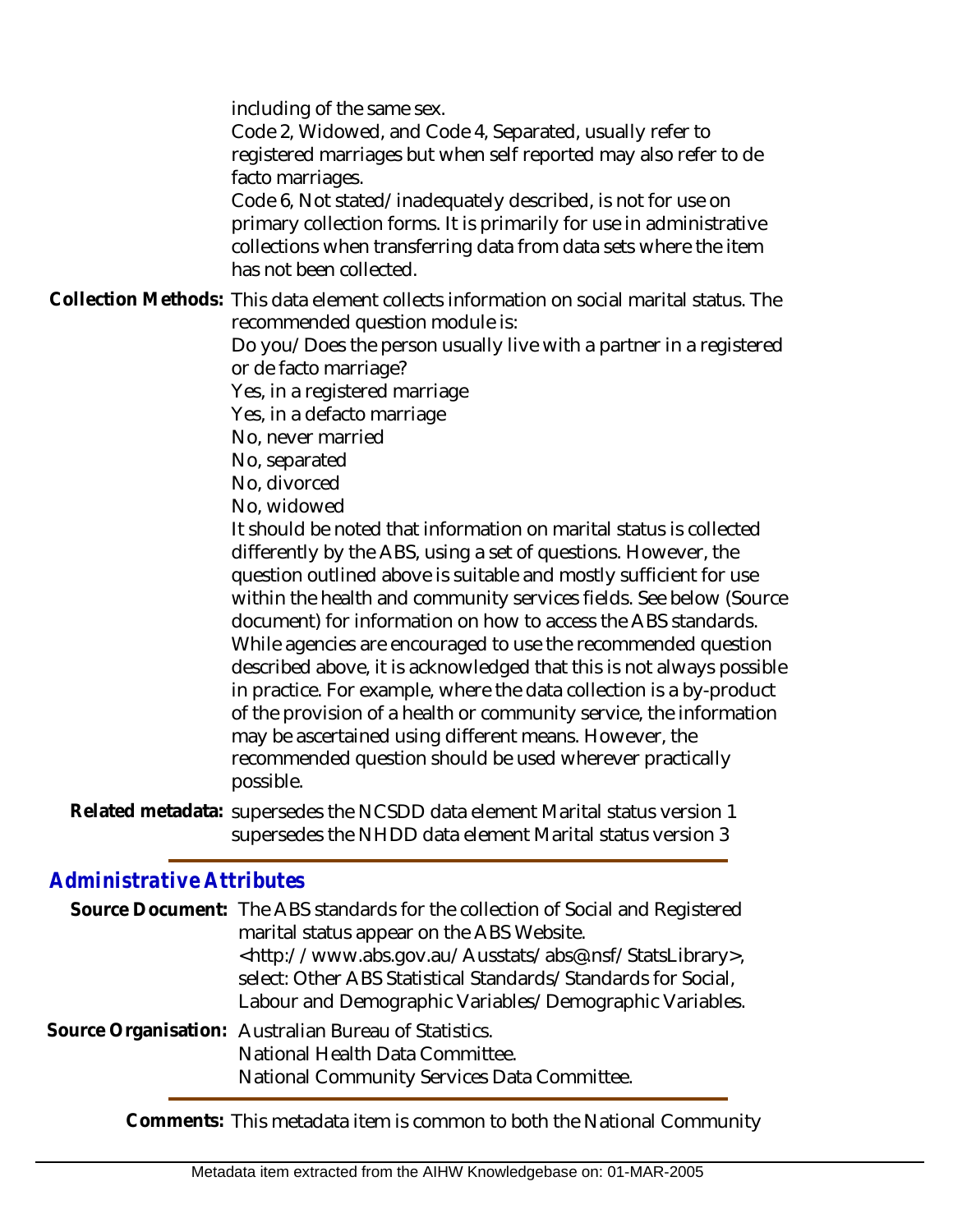including of the same sex.

Code 2, Widowed, and Code 4, Separated, usually refer to registered marriages but when self reported may also refer to de facto marriages.

Code 6, Not stated/inadequately described, is not for use on primary collection forms. It is primarily for use in administrative collections when transferring data from data sets where the item has not been collected.

**Collection Methods:** This data element collects information on social marital status. The recommended question module is:

Do you/Does the person usually live with a partner in a registered or de facto marriage?

Yes, in a registered marriage
Yes, in a defacto marriage
No, never married
No, separated
No, divorced
No, widowed

It should be noted that information on marital status is collected differently by the ABS, using a set of questions. However, the question outlined above is suitable and mostly sufficient for use within the health and community services fields. See below (Source document) for information on how to access the ABS standards. While agencies are encouraged to use the recommended question described above, it is acknowledged that this is not always possible in practice. For example, where the data collection is a by-product of the provision of a health or community service, the information may be ascertained using different means. However, the recommended question should be used wherever practically possible.

**Related metadata:** supersedes the NCSDD data element Marital status version 1
supersedes the NHDD data element Marital status version 3

## *Administrative Attributes*

**Source Document:** The ABS standards for the collection of Social and Registered marital status appear on the ABS Website. <http://www.abs.gov.au/Ausstats/abs@.nsf/StatsLibrary>, select: Other ABS Statistical Standards/Standards for Social, Labour and Demographic Variables/Demographic Variables.

**Source Organisation:** Australian Bureau of Statistics.
National Health Data Committee.
National Community Services Data Committee.

**Comments:** This metadata item is common to both the National Community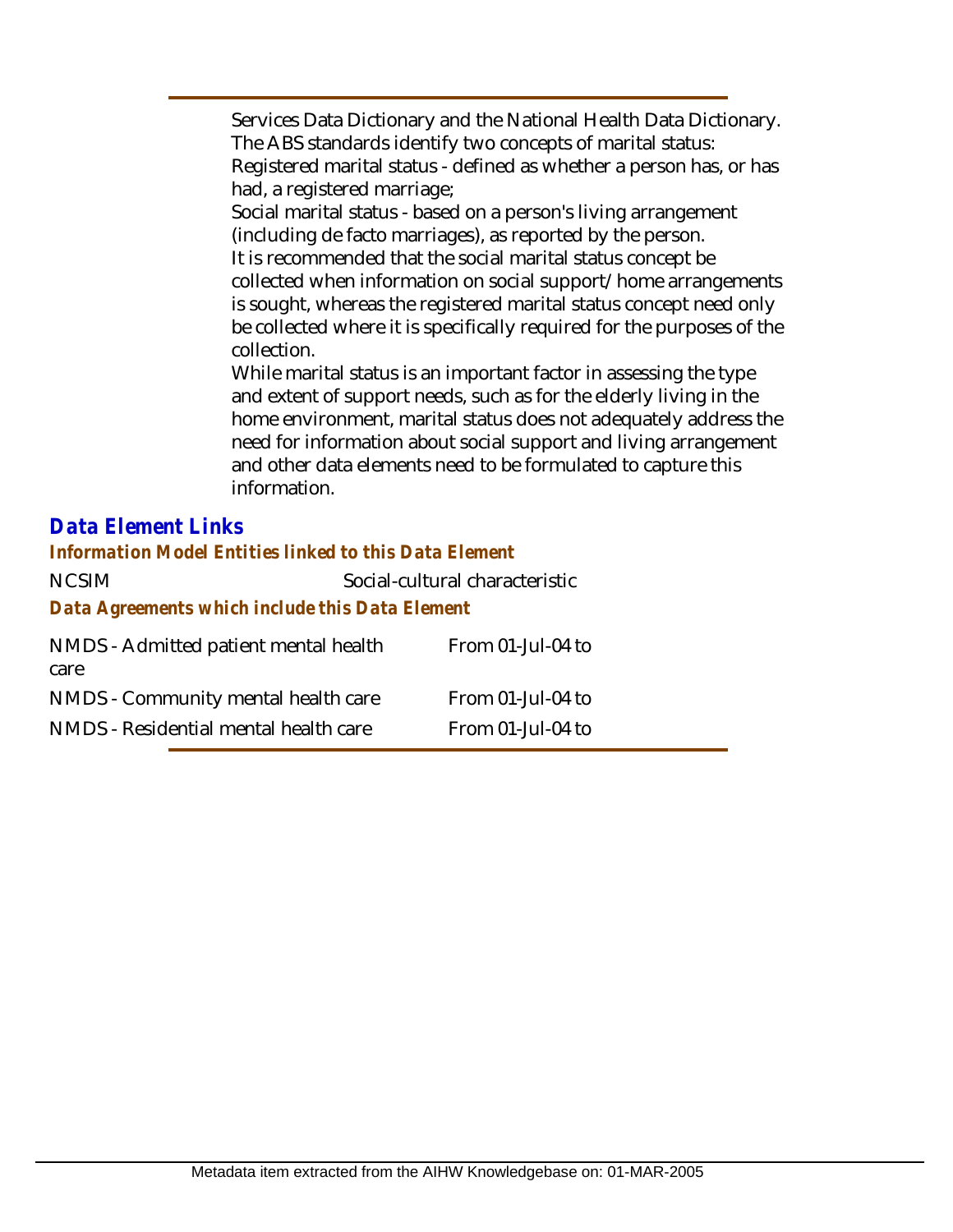Services Data Dictionary and the National Health Data Dictionary.
The ABS standards identify two concepts of marital status:
Registered marital status - defined as whether a person has, or has had, a registered marriage;
Social marital status - based on a person's living arrangement (including de facto marriages), as reported by the person.
It is recommended that the social marital status concept be collected when information on social support/ home arrangements is sought, whereas the registered marital status concept need only be collected where it is specifically required for the purposes of the collection.
While marital status is an important factor in assessing the type and extent of support needs, such as for the elderly living in the home environment, marital status does not adequately address the need for information about social support and living arrangement and other data elements need to be formulated to capture this information.

## Data Element Links

### Information Model Entities linked to this Data Element

| | |
|---|---|
| NCSIM | Social-cultural characteristic |

### Data Agreements which include this Data Element

| | |
|---|---|
| NMDS - Admitted patient mental health care | From 01-Jul-04 to |
| NMDS - Community mental health care | From 01-Jul-04 to |
| NMDS - Residential mental health care | From 01-Jul-04 to |

Metadata item extracted from the AIHW Knowledgebase on: 01-MAR-2005